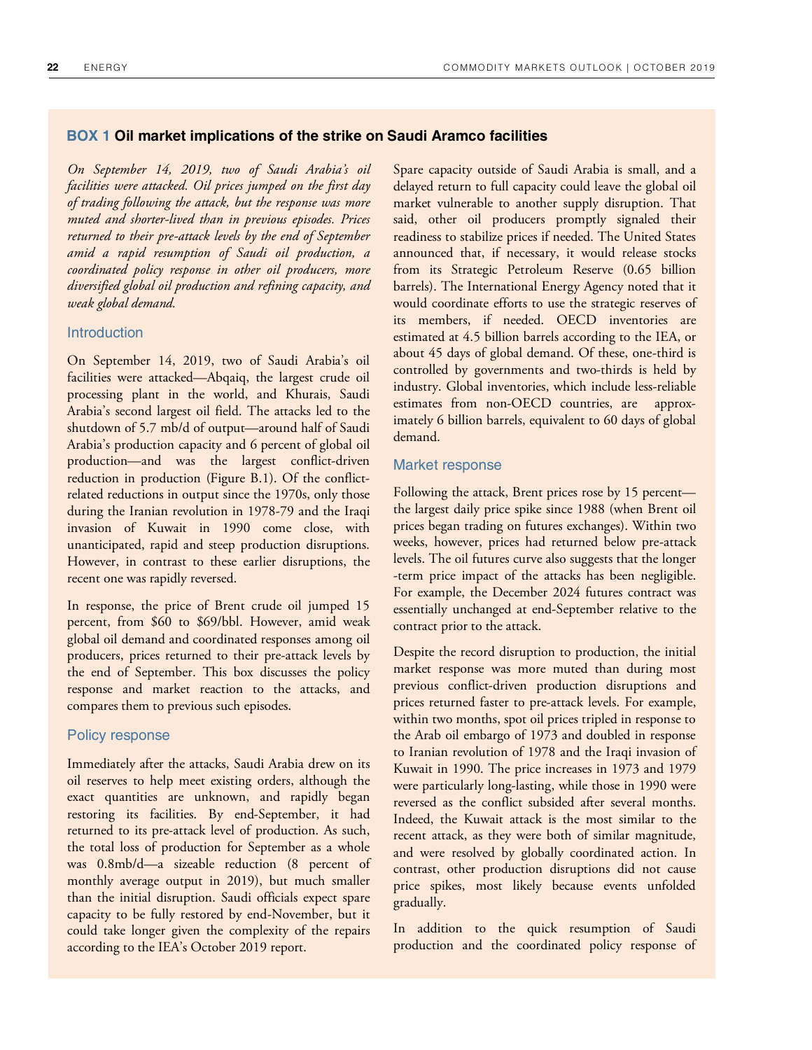## BOX 1 Oil market implications of the strike on Saudi Aramco facilities

*On September 14, 2019, two of Saudi Arabia's oil facilities were attacked. Oil prices jumped on the first day of trading following the attack, but the response was more muted and shorter-lived than in previous episodes. Prices returned to their pre-attack levels by the end of September amid a rapid resumption of Saudi oil production, a coordinated policy response in other oil producers, more diversified global oil production and refining capacity, and weak global demand.*

### Introduction

On September 14, 2019, two of Saudi Arabia's oil facilities were attacked—Abqaiq, the largest crude oil processing plant in the world, and Khurais, Saudi Arabia's second largest oil field. The attacks led to the shutdown of 5.7 mb/d of output—around half of Saudi Arabia's production capacity and 6 percent of global oil production—and was the largest conflict-driven reduction in production (Figure B.1). Of the conflict-related reductions in output since the 1970s, only those during the Iranian revolution in 1978-79 and the Iraqi invasion of Kuwait in 1990 come close, with unanticipated, rapid and steep production disruptions. However, in contrast to these earlier disruptions, the recent one was rapidly reversed.

In response, the price of Brent crude oil jumped 15 percent, from $60 to $69/bbl. However, amid weak global oil demand and coordinated responses among oil producers, prices returned to their pre-attack levels by the end of September. This box discusses the policy response and market reaction to the attacks, and compares them to previous such episodes.

### Policy response

Immediately after the attacks, Saudi Arabia drew on its oil reserves to help meet existing orders, although the exact quantities are unknown, and rapidly began restoring its facilities. By end-September, it had returned to its pre-attack level of production. As such, the total loss of production for September as a whole was 0.8mb/d—a sizeable reduction (8 percent of monthly average output in 2019), but much smaller than the initial disruption. Saudi officials expect spare capacity to be fully restored by end-November, but it could take longer given the complexity of the repairs according to the IEA's October 2019 report.

Spare capacity outside of Saudi Arabia is small, and a delayed return to full capacity could leave the global oil market vulnerable to another supply disruption. That said, other oil producers promptly signaled their readiness to stabilize prices if needed. The United States announced that, if necessary, it would release stocks from its Strategic Petroleum Reserve (0.65 billion barrels). The International Energy Agency noted that it would coordinate efforts to use the strategic reserves of its members, if needed. OECD inventories are estimated at 4.5 billion barrels according to the IEA, or about 45 days of global demand. Of these, one-third is controlled by governments and two-thirds is held by industry. Global inventories, which include less-reliable estimates from non-OECD countries, are approximately 6 billion barrels, equivalent to 60 days of global demand.

### Market response

Following the attack, Brent prices rose by 15 percent—the largest daily price spike since 1988 (when Brent oil prices began trading on futures exchanges). Within two weeks, however, prices had returned below pre-attack levels. The oil futures curve also suggests that the longer-term price impact of the attacks has been negligible. For example, the December 2024 futures contract was essentially unchanged at end-September relative to the contract prior to the attack.

Despite the record disruption to production, the initial market response was more muted than during most previous conflict-driven production disruptions and prices returned faster to pre-attack levels. For example, within two months, spot oil prices tripled in response to the Arab oil embargo of 1973 and doubled in response to Iranian revolution of 1978 and the Iraqi invasion of Kuwait in 1990. The price increases in 1973 and 1979 were particularly long-lasting, while those in 1990 were reversed as the conflict subsided after several months. Indeed, the Kuwait attack is the most similar to the recent attack, as they were both of similar magnitude, and were resolved by globally coordinated action. In contrast, other production disruptions did not cause price spikes, most likely because events unfolded gradually.

In addition to the quick resumption of Saudi production and the coordinated policy response of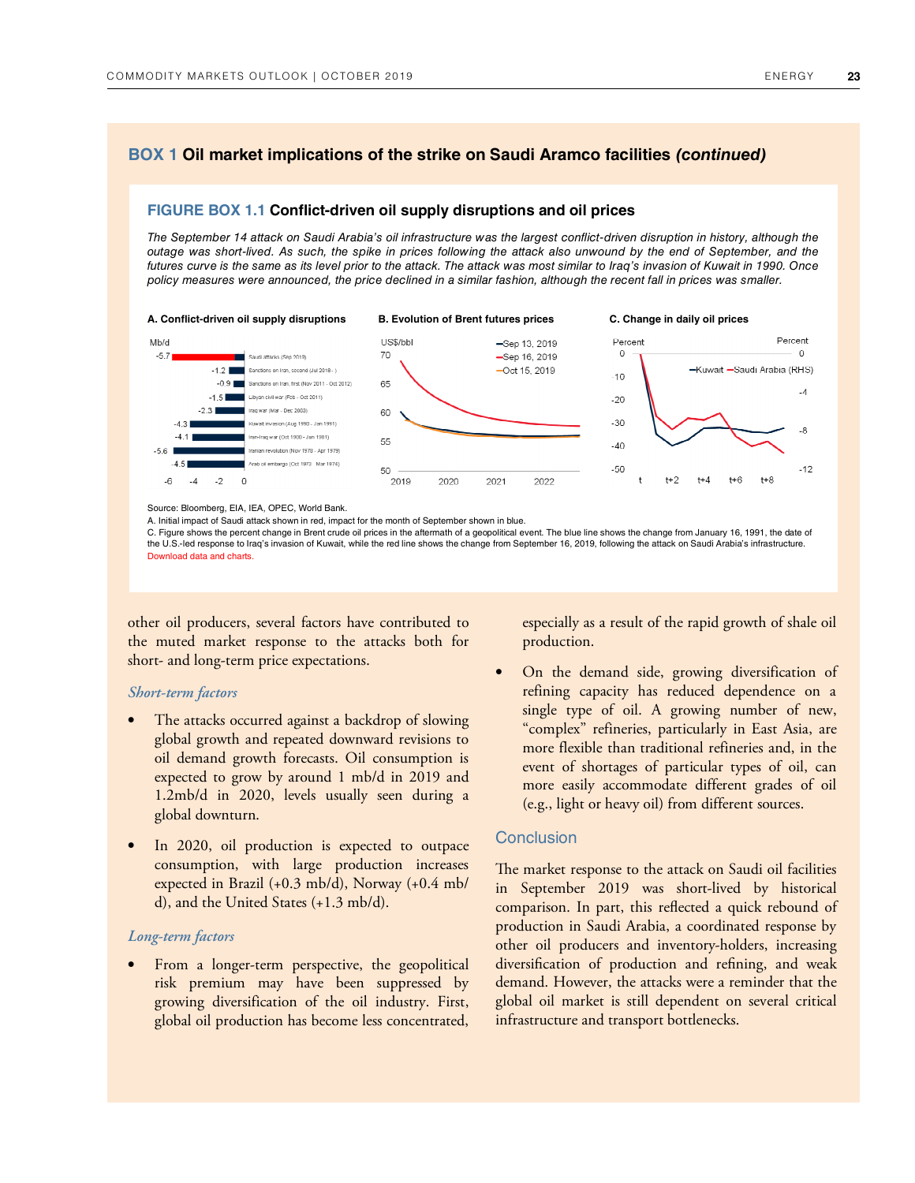## BOX 1 Oil market implications of the strike on Saudi Aramco facilities *(continued)*

### FIGURE BOX 1.1 Conflict-driven oil supply disruptions and oil prices

*The September 14 attack on Saudi Arabia's oil infrastructure was the largest conflict-driven disruption in history, although the outage was short-lived. As such, the spike in prices following the attack also unwound by the end of September, and the futures curve is the same as its level prior to the attack. The attack was most similar to Iraq's invasion of Kuwait in 1990. Once policy measures were announced, the price declined in a similar fashion, although the recent fall in prices was smaller.*

**A. Conflict-driven oil supply disruptions**

Mb/d

-5.7 Saudi attacks (Sep 2019)
-1.2 Sanctions on Iran, second (Jul 2018 - )
-0.9 Sanctions on Iran, first (Nov 2011 - Oct 2012)
-1.5 Libyan civil war (Feb - Oct 2011)
-2.3 Iraq war (Mar - Dec 2003)
-4.3 Kuwait invasion (Aug 1990 - Jan 1991)
-4.1 Iran-Iraq war (Oct 1980 - Jan 1981)
-5.6 Iranian revolution (Nov 1978 - Apr 1979)
-4.5 Arab oil embargo (Oct 1973 - Mar 1974)

-6 -4 -2 0

**B. Evolution of Brent futures prices**

US$/bbl

Sep 13, 2019
Sep 16, 2019
Oct 15, 2019

70 65 60 55 50

2019 2020 2021 2022

**C. Change in daily oil prices**

Percent / Percent

Kuwait
Saudi Arabia (RHS)

0 -10 -20 -30 -40 -50

0 -4 -8 -12

t t+2 t+4 t+6 t+8

Source: Bloomberg, EIA, IEA, OPEC, World Bank.
A. Initial impact of Saudi attack shown in red, impact for the month of September shown in blue.
C. Figure shows the percent change in Brent crude oil prices in the aftermath of a geopolitical event. The blue line shows the change from January 16, 1991, the date of the U.S.-led response to Iraq's invasion of Kuwait, while the red line shows the change from September 16, 2019, following the attack on Saudi Arabia's infrastructure.
Download data and charts.

other oil producers, several factors have contributed to the muted market response to the attacks both for short- and long-term price expectations.

*Short-term factors*

- The attacks occurred against a backdrop of slowing global growth and repeated downward revisions to oil demand growth forecasts. Oil consumption is expected to grow by around 1 mb/d in 2019 and 1.2mb/d in 2020, levels usually seen during a global downturn.
- In 2020, oil production is expected to outpace consumption, with large production increases expected in Brazil (+0.3 mb/d), Norway (+0.4 mb/d), and the United States (+1.3 mb/d).

*Long-term factors*

- From a longer-term perspective, the geopolitical risk premium may have been suppressed by growing diversification of the oil industry. First, global oil production has become less concentrated, especially as a result of the rapid growth of shale oil production.
- On the demand side, growing diversification of refining capacity has reduced dependence on a single type of oil. A growing number of new, "complex" refineries, particularly in East Asia, are more flexible than traditional refineries and, in the event of shortages of particular types of oil, can more easily accommodate different grades of oil (e.g., light or heavy oil) from different sources.

### Conclusion

The market response to the attack on Saudi oil facilities in September 2019 was short-lived by historical comparison. In part, this reflected a quick rebound of production in Saudi Arabia, a coordinated response by other oil producers and inventory-holders, increasing diversification of production and refining, and weak demand. However, the attacks were a reminder that the global oil market is still dependent on several critical infrastructure and transport bottlenecks.